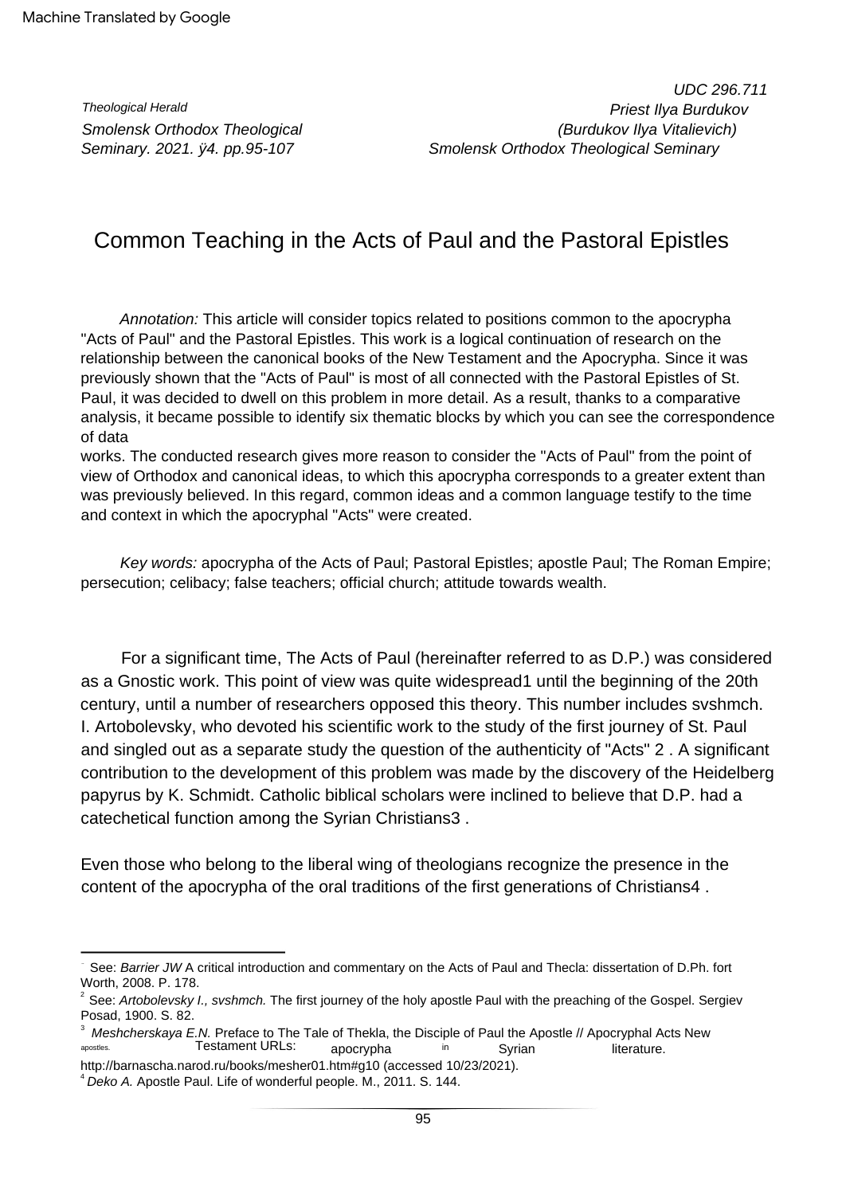Theological Herald
Smolensk Orthodox Theological Seminary. 2021. ÿ4. pp.95-107

UDC 296.711
Priest Ilya Burdukov
(Burdukov Ilya Vitalievich)
Smolensk Orthodox Theological Seminary

# Common Teaching in the Acts of Paul and the Pastoral Epistles

*Annotation:* This article will consider topics related to positions common to the apocrypha "Acts of Paul" and the Pastoral Epistles. This work is a logical continuation of research on the relationship between the canonical books of the New Testament and the Apocrypha. Since it was previously shown that the "Acts of Paul" is most of all connected with the Pastoral Epistles of St. Paul, it was decided to dwell on this problem in more detail. As a result, thanks to a comparative analysis, it became possible to identify six thematic blocks by which you can see the correspondence of data works. The conducted research gives more reason to consider the "Acts of Paul" from the point of view of Orthodox and canonical ideas, to which this apocrypha corresponds to a greater extent than was previously believed. In this regard, common ideas and a common language testify to the time and context in which the apocryphal "Acts" were created.

*Key words:* apocrypha of the Acts of Paul; Pastoral Epistles; apostle Paul; The Roman Empire; persecution; celibacy; false teachers; official church; attitude towards wealth.

For a significant time, The Acts of Paul (hereinafter referred to as D.P.) was considered as a Gnostic work. This point of view was quite widespread[1] until the beginning of the 20th century, until a number of researchers opposed this theory. This number includes svshmch. I. Artobolevsky, who devoted his scientific work to the study of the first journey of St. Paul and singled out as a separate study the question of the authenticity of "Acts" [2]. A significant contribution to the development of this problem was made by the discovery of the Heidelberg papyrus by K. Schmidt. Catholic biblical scholars were inclined to believe that D.P. had a catechetical function among the Syrian Christians[3].

Even those who belong to the liberal wing of theologians recognize the presence in the content of the apocrypha of the oral traditions of the first generations of Christians[4].

---

[1] See: *Barrier JW* A critical introduction and commentary on the Acts of Paul and Thecla: dissertation of D.Ph. fort Worth, 2008. P. 178.

[2] See: *Artobolevsky I., svshmch.* The first journey of the holy apostle Paul with the preaching of the Gospel. Sergiev Posad, 1900. S. 82.

[3] *Meshcherskaya E.N.* Preface to The Tale of Thekla, the Disciple of Paul the Apostle // Apocryphal Acts New apostles. Testament URLs: apocrypha in Syrian literature. http://barnascha.narod.ru/books/mesher01.htm#g10 (accessed 10/23/2021).

[4] *Deko A.* Apostle Paul. Life of wonderful people. M., 2011. S. 144.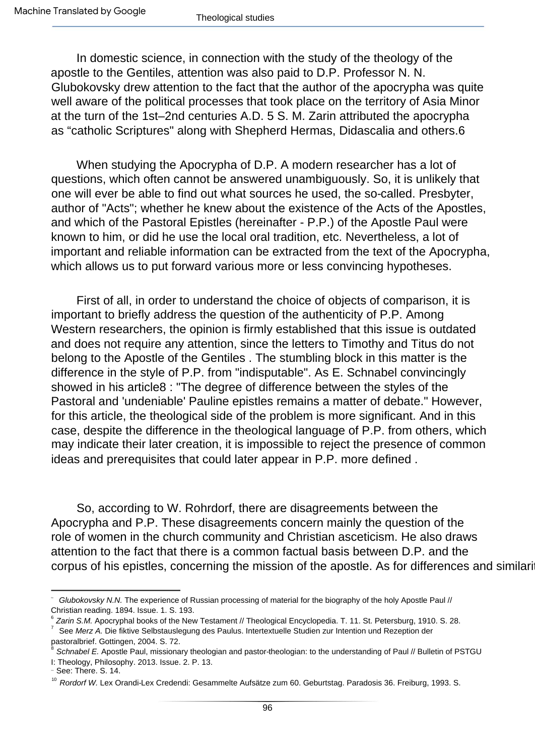In domestic science, in connection with the study of the theology of the apostle to the Gentiles, attention was also paid to D.P. Professor N. N. Glubokovsky drew attention to the fact that the author of the apocrypha was quite well aware of the political processes that took place on the territory of Asia Minor at the turn of the 1st–2nd centuries A.D. 5 S. M. Zarin attributed the apocrypha as "catholic Scriptures" along with Shepherd Hermas, Didascalia and others.6

When studying the Apocrypha of D.P. A modern researcher has a lot of questions, which often cannot be answered unambiguously. So, it is unlikely that one will ever be able to find out what sources he used, the so-called. Presbyter, author of "Acts"; whether he knew about the existence of the Acts of the Apostles, and which of the Pastoral Epistles (hereinafter - P.P.) of the Apostle Paul were known to him, or did he use the local oral tradition, etc. Nevertheless, a lot of important and reliable information can be extracted from the text of the Apocrypha, which allows us to put forward various more or less convincing hypotheses.

First of all, in order to understand the choice of objects of comparison, it is important to briefly address the question of the authenticity of P.P. Among Western researchers, the opinion is firmly established that this issue is outdated and does not require any attention, since the letters to Timothy and Titus do not belong to the Apostle of the Gentiles . The stumbling block in this matter is the difference in the style of P.P. from "indisputable". As E. Schnabel convincingly showed in his article8 : "The degree of difference between the styles of the Pastoral and 'undeniable' Pauline epistles remains a matter of debate." However, for this article, the theological side of the problem is more significant. And in this case, despite the difference in the theological language of P.P. from others, which may indicate their later creation, it is impossible to reject the presence of common ideas and prerequisites that could later appear in P.P. more defined .

So, according to W. Rohrdorf, there are disagreements between the Apocrypha and P.P. These disagreements concern mainly the question of the role of women in the church community and Christian asceticism. He also draws attention to the fact that there is a common factual basis between D.P. and the corpus of his epistles, concerning the mission of the apostle. As for differences and similarit

---

[5] *Glubokovsky N.N.* The experience of Russian processing of material for the biography of the holy Apostle Paul // Christian reading. 1894. Issue. 1. S. 193.

[6] *Zarin S.M.* Apocryphal books of the New Testament // Theological Encyclopedia. T. 11. St. Petersburg, 1910. S. 28.

[7] See *Merz A.* Die fiktive Selbstauslegung des Paulus. Intertextuelle Studien zur Intention und Rezeption der pastoralbrief. Gottingen, 2004. S. 72.

[8] *Schnabel E.* Apostle Paul, missionary theologian and pastor-theologian: to the understanding of Paul // Bulletin of PSTGU I: Theology, Philosophy. 2013. Issue. 2. P. 13.

[9] See: There. S. 14.

[10] *Rordorf W.* Lex Orandi-Lex Credendi: Gesammelte Aufsätze zum 60. Geburtstag. Paradosis 36. Freiburg, 1993. S.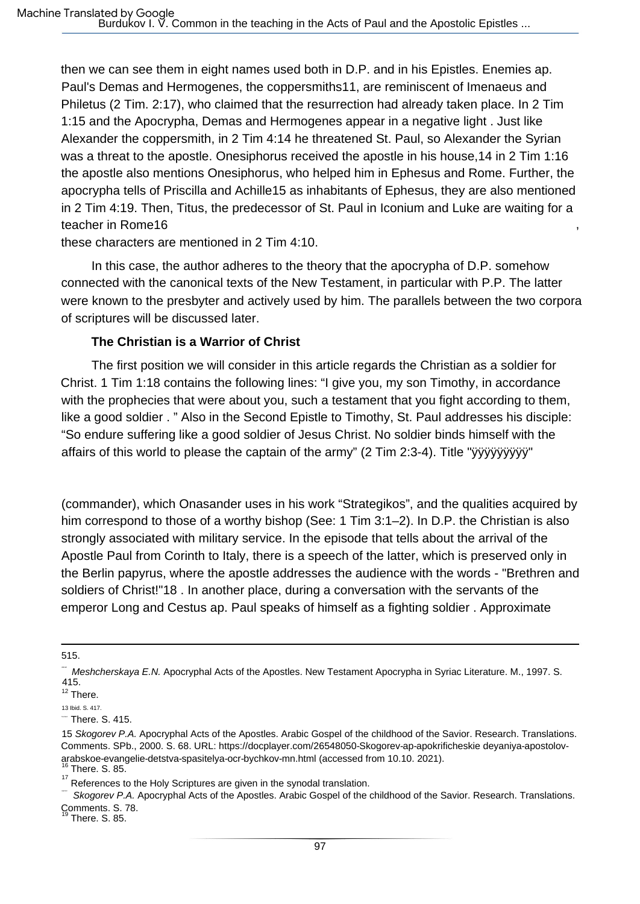then we can see them in eight names used both in D.P. and in his Epistles. Enemies ap. Paul's Demas and Hermogenes, the coppersmiths11, are reminiscent of Imenaeus and Philetus (2 Tim. 2:17), who claimed that the resurrection had already taken place. In 2 Tim 1:15 and the Apocrypha, Demas and Hermogenes appear in a negative light . Just like Alexander the coppersmith, in 2 Tim 4:14 he threatened St. Paul, so Alexander the Syrian was a threat to the apostle. Onesiphorus received the apostle in his house,14 in 2 Tim 1:16 the apostle also mentions Onesiphorus, who helped him in Ephesus and Rome. Further, the apocrypha tells of Priscilla and Achille15 as inhabitants of Ephesus, they are also mentioned in 2 Tim 4:19. Then, Titus, the predecessor of St. Paul in Iconium and Luke are waiting for a teacher in Rome16 , these characters are mentioned in 2 Tim 4:10.

In this case, the author adheres to the theory that the apocrypha of D.P. somehow connected with the canonical texts of the New Testament, in particular with P.P. The latter were known to the presbyter and actively used by him. The parallels between the two corpora of scriptures will be discussed later.

### The Christian is a Warrior of Christ

The first position we will consider in this article regards the Christian as a soldier for Christ. 1 Tim 1:18 contains the following lines: "I give you, my son Timothy, in accordance with the prophecies that were about you, such a testament that you fight according to them, like a good soldier . " Also in the Second Epistle to Timothy, St. Paul addresses his disciple: "So endure suffering like a good soldier of Jesus Christ. No soldier binds himself with the affairs of this world to please the captain of the army" (2 Tim 2:3-4). Title "ÿÿÿÿÿÿÿÿÿ"

(commander), which Onasander uses in his work "Strategikos", and the qualities acquired by him correspond to those of a worthy bishop (See: 1 Tim 3:1–2). In D.P. the Christian is also strongly associated with military service. In the episode that tells about the arrival of the Apostle Paul from Corinth to Italy, there is a speech of the latter, which is preserved only in the Berlin papyrus, where the apostle addresses the audience with the words - "Brethren and soldiers of Christ!"18 . In another place, during a conversation with the servants of the emperor Long and Cestus ap. Paul speaks of himself as a fighting soldier . Approximate

---

515.

Meshcherskaya E.N. Apocryphal Acts of the Apostles. New Testament Apocrypha in Syriac Literature. M., 1997. S. 415.

[12] There.

13 Ibid. S. 417.

There. S. 415.

15 *Skogorev P.A.* Apocryphal Acts of the Apostles. Arabic Gospel of the childhood of the Savior. Research. Translations. Comments. SPb., 2000. S. 68. URL: https://docplayer.com/26548050-Skogorev-ap-apokrificheskie deyaniya-apostolov-arabskoe-evangelie-detstva-spasitelya-ocr-bychkov-mn.html (accessed from 10.10. 2021).

[16] There. S. 85.

[17] References to the Holy Scriptures are given in the synodal translation.

*Skogorev P.A.* Apocryphal Acts of the Apostles. Arabic Gospel of the childhood of the Savior. Research. Translations. Comments. S. 78.

[19] There. S. 85.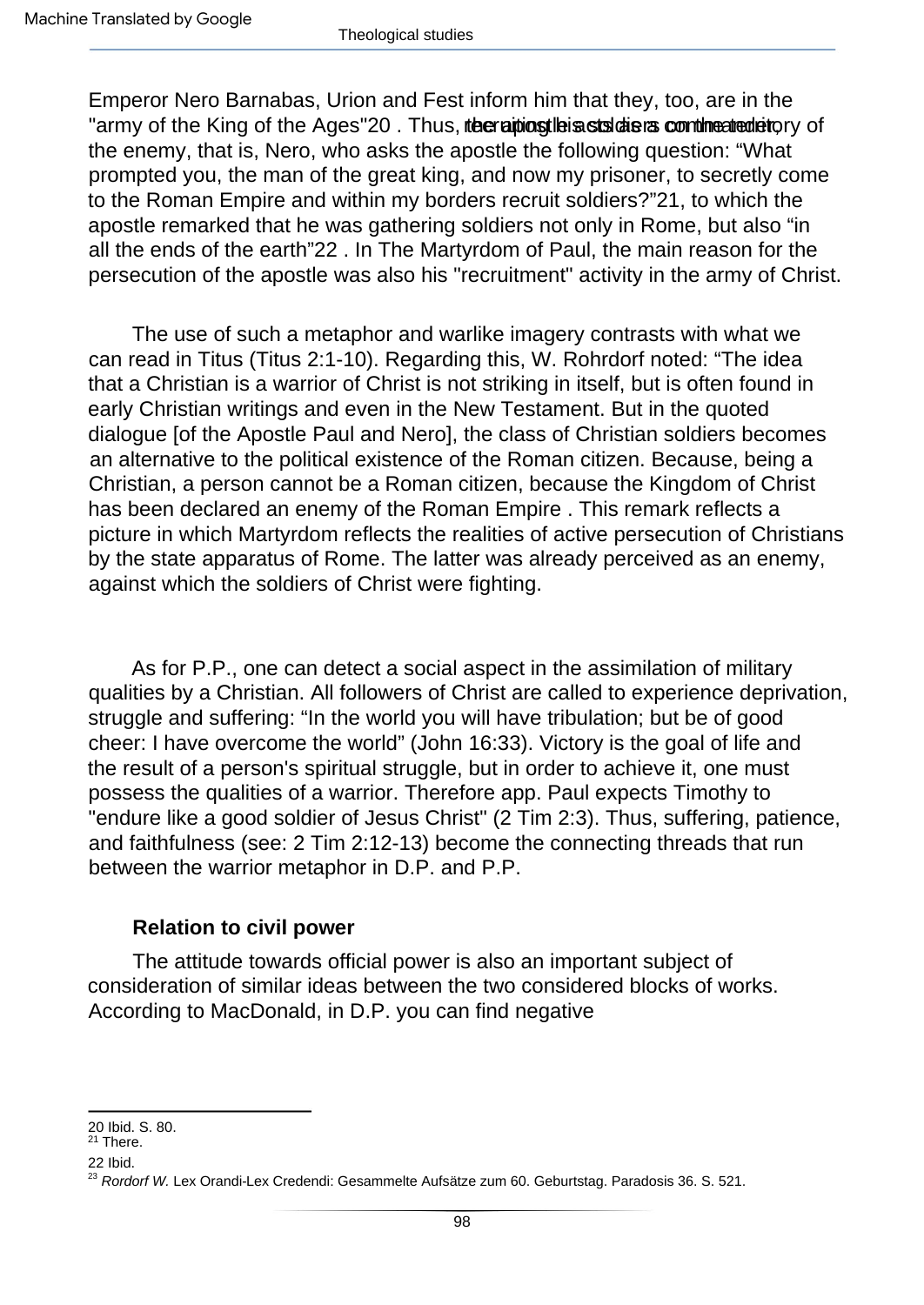Emperor Nero Barnabas, Urion and Fest inform him that they, too, are in the "army of the King of the Ages"[20]. Thus, the apostle acts as a recruiter, recruiting his soldiers on the territory of the enemy, that is, Nero, who asks the apostle the following question: "What prompted you, the man of the great king, and now my prisoner, to secretly come to the Roman Empire and within my borders recruit soldiers?"[21], to which the apostle remarked that he was gathering soldiers not only in Rome, but also "in all the ends of the earth"[22]. In The Martyrdom of Paul, the main reason for the persecution of the apostle was also his "recruitment" activity in the army of Christ.

The use of such a metaphor and warlike imagery contrasts with what we can read in Titus (Titus 2:1-10). Regarding this, W. Rohrdorf noted: "The idea that a Christian is a warrior of Christ is not striking in itself, but is often found in early Christian writings and even in the New Testament. But in the quoted dialogue [of the Apostle Paul and Nero], the class of Christian soldiers becomes an alternative to the political existence of the Roman citizen. Because, being a Christian, a person cannot be a Roman citizen, because the Kingdom of Christ has been declared an enemy of the Roman Empire. This remark reflects a picture in which Martyrdom reflects the realities of active persecution of Christians by the state apparatus of Rome. The latter was already perceived as an enemy, against which the soldiers of Christ were fighting.

As for P.P., one can detect a social aspect in the assimilation of military qualities by a Christian. All followers of Christ are called to experience deprivation, struggle and suffering: "In the world you will have tribulation; but be of good cheer: I have overcome the world" (John 16:33). Victory is the goal of life and the result of a person's spiritual struggle, but in order to achieve it, one must possess the qualities of a warrior. Therefore app. Paul expects Timothy to "endure like a good soldier of Jesus Christ" (2 Tim 2:3). Thus, suffering, patience, and faithfulness (see: 2 Tim 2:12-13) become the connecting threads that run between the warrior metaphor in D.P. and P.P.

### Relation to civil power

The attitude towards official power is also an important subject of consideration of similar ideas between the two considered blocks of works. According to MacDonald, in D.P. you can find negative

---

[20] Ibid. S. 80.

[21] There.

[22] Ibid.

[23] *Rordorf W.* Lex Orandi-Lex Credendi: Gesammelte Aufsätze zum 60. Geburtstag. Paradosis 36. S. 521.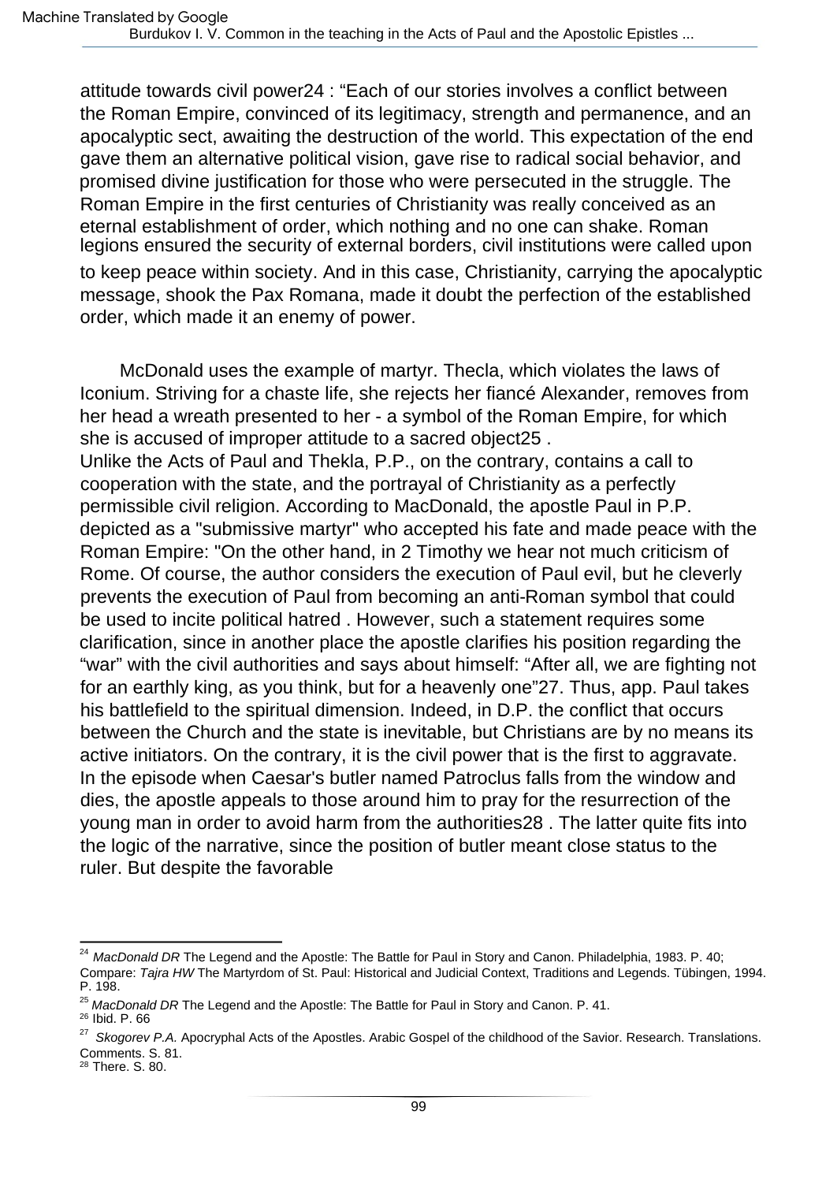attitude towards civil power[24] : "Each of our stories involves a conflict between the Roman Empire, convinced of its legitimacy, strength and permanence, and an apocalyptic sect, awaiting the destruction of the world. This expectation of the end gave them an alternative political vision, gave rise to radical social behavior, and promised divine justification for those who were persecuted in the struggle. The Roman Empire in the first centuries of Christianity was really conceived as an eternal establishment of order, which nothing and no one can shake. Roman legions ensured the security of external borders, civil institutions were called upon to keep peace within society. And in this case, Christianity, carrying the apocalyptic message, shook the Pax Romana, made it doubt the perfection of the established order, which made it an enemy of power.

McDonald uses the example of martyr. Thecla, which violates the laws of Iconium. Striving for a chaste life, she rejects her fiancé Alexander, removes from her head a wreath presented to her - a symbol of the Roman Empire, for which she is accused of improper attitude to a sacred object[25] .
Unlike the Acts of Paul and Thekla, P.P., on the contrary, contains a call to cooperation with the state, and the portrayal of Christianity as a perfectly permissible civil religion. According to MacDonald, the apostle Paul in P.P. depicted as a "submissive martyr" who accepted his fate and made peace with the Roman Empire: "On the other hand, in 2 Timothy we hear not much criticism of Rome. Of course, the author considers the execution of Paul evil, but he cleverly prevents the execution of Paul from becoming an anti-Roman symbol that could be used to incite political hatred . However, such a statement requires some clarification, since in another place the apostle clarifies his position regarding the "war" with the civil authorities and says about himself: "After all, we are fighting not for an earthly king, as you think, but for a heavenly one"[27]. Thus, app. Paul takes his battlefield to the spiritual dimension. Indeed, in D.P. the conflict that occurs between the Church and the state is inevitable, but Christians are by no means its active initiators. On the contrary, it is the civil power that is the first to aggravate. In the episode when Caesar's butler named Patroclus falls from the window and dies, the apostle appeals to those around him to pray for the resurrection of the young man in order to avoid harm from the authorities[28] . The latter quite fits into the logic of the narrative, since the position of butler meant close status to the ruler. But despite the favorable

---

[24] *MacDonald DR* The Legend and the Apostle: The Battle for Paul in Story and Canon. Philadelphia, 1983. P. 40; Compare: *Tajra HW* The Martyrdom of St. Paul: Historical and Judicial Context, Traditions and Legends. Tübingen, 1994. P. 198.
[25] *MacDonald DR* The Legend and the Apostle: The Battle for Paul in Story and Canon. P. 41.
[26] Ibid. P. 66
[27] *Skogorev P.A.* Apocryphal Acts of the Apostles. Arabic Gospel of the childhood of the Savior. Research. Translations. Comments. S. 81.
[28] There. S. 80.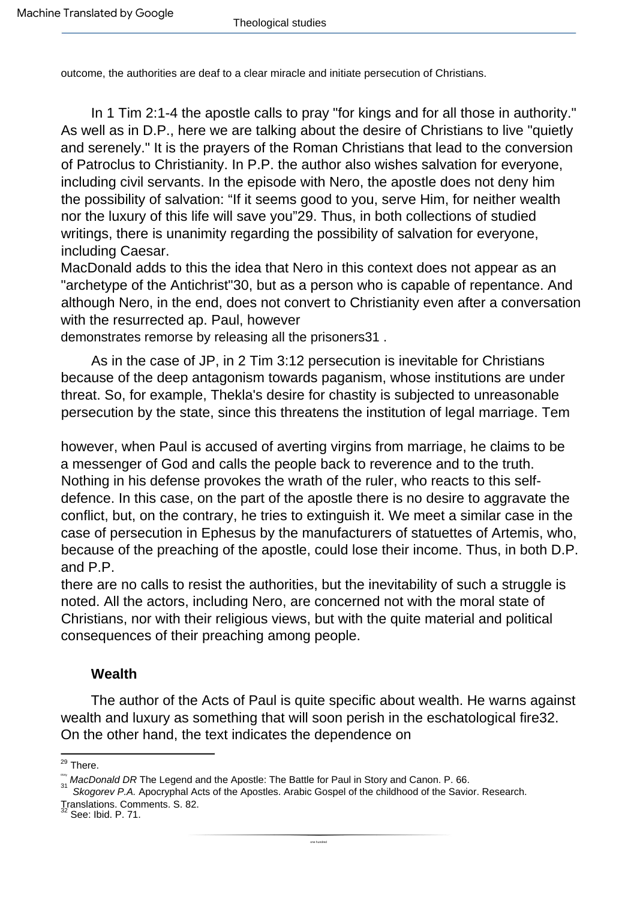outcome, the authorities are deaf to a clear miracle and initiate persecution of Christians.

In 1 Tim 2:1-4 the apostle calls to pray "for kings and for all those in authority." As well as in D.P., here we are talking about the desire of Christians to live "quietly and serenely." It is the prayers of the Roman Christians that lead to the conversion of Patroclus to Christianity. In P.P. the author also wishes salvation for everyone, including civil servants. In the episode with Nero, the apostle does not deny him the possibility of salvation: "If it seems good to you, serve Him, for neither wealth nor the luxury of this life will save you"29. Thus, in both collections of studied writings, there is unanimity regarding the possibility of salvation for everyone, including Caesar.

MacDonald adds to this the idea that Nero in this context does not appear as an "archetype of the Antichrist"30, but as a person who is capable of repentance. And although Nero, in the end, does not convert to Christianity even after a conversation with the resurrected ap. Paul, however demonstrates remorse by releasing all the prisoners31 .

As in the case of JP, in 2 Tim 3:12 persecution is inevitable for Christians because of the deep antagonism towards paganism, whose institutions are under threat. So, for example, Thekla's desire for chastity is subjected to unreasonable persecution by the state, since this threatens the institution of legal marriage. Tem

however, when Paul is accused of averting virgins from marriage, he claims to be a messenger of God and calls the people back to reverence and to the truth. Nothing in his defense provokes the wrath of the ruler, who reacts to this self-defence. In this case, on the part of the apostle there is no desire to aggravate the conflict, but, on the contrary, he tries to extinguish it. We meet a similar case in the case of persecution in Ephesus by the manufacturers of statuettes of Artemis, who, because of the preaching of the apostle, could lose their income. Thus, in both D.P. and P.P.

there are no calls to resist the authorities, but the inevitability of such a struggle is noted. All the actors, including Nero, are concerned not with the moral state of Christians, nor with their religious views, but with the quite material and political consequences of their preaching among people.

### Wealth

The author of the Acts of Paul is quite specific about wealth. He warns against wealth and luxury as something that will soon perish in the eschatological fire32. On the other hand, the text indicates the dependence on

---

[29] There.

[30] *MacDonald DR* The Legend and the Apostle: The Battle for Paul in Story and Canon. P. 66.

[31] *Skogorev P.A.* Apocryphal Acts of the Apostles. Arabic Gospel of the childhood of the Savior. Research. Translations. Comments. S. 82.

[32] See: Ibid. P. 71.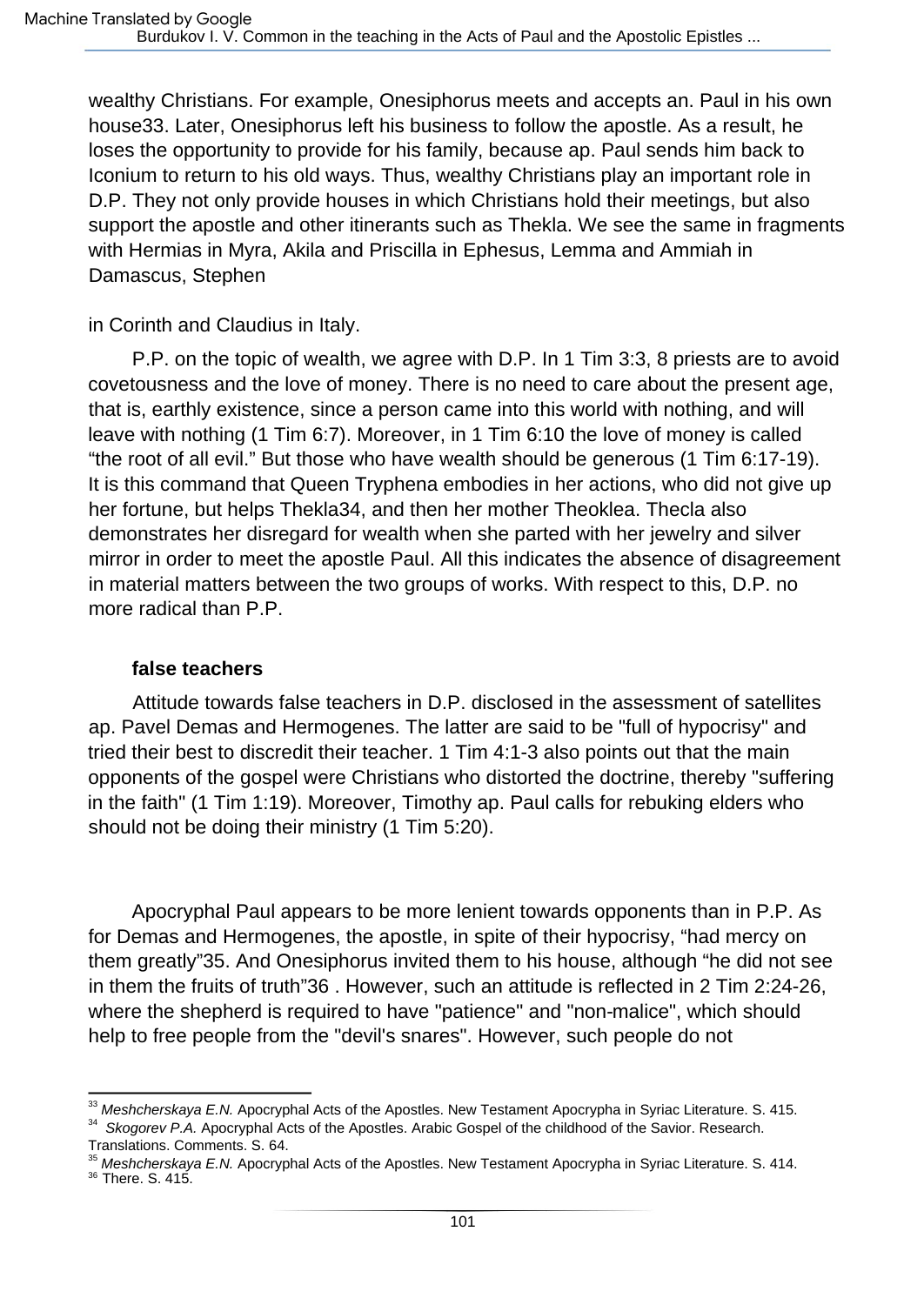wealthy Christians. For example, Onesiphorus meets and accepts an. Paul in his own house[33]. Later, Onesiphorus left his business to follow the apostle. As a result, he loses the opportunity to provide for his family, because ap. Paul sends him back to Iconium to return to his old ways. Thus, wealthy Christians play an important role in D.P. They not only provide houses in which Christians hold their meetings, but also support the apostle and other itinerants such as Thekla. We see the same in fragments with Hermias in Myra, Akila and Priscilla in Ephesus, Lemma and Ammiah in Damascus, Stephen

in Corinth and Claudius in Italy.

P.P. on the topic of wealth, we agree with D.P. In 1 Tim 3:3, 8 priests are to avoid covetousness and the love of money. There is no need to care about the present age, that is, earthly existence, since a person came into this world with nothing, and will leave with nothing (1 Tim 6:7). Moreover, in 1 Tim 6:10 the love of money is called "the root of all evil." But those who have wealth should be generous (1 Tim 6:17-19). It is this command that Queen Tryphena embodies in her actions, who did not give up her fortune, but helps Thekla[34], and then her mother Theoklea. Thecla also demonstrates her disregard for wealth when she parted with her jewelry and silver mirror in order to meet the apostle Paul. All this indicates the absence of disagreement in material matters between the two groups of works. With respect to this, D.P. no more radical than P.P.

**false teachers**

Attitude towards false teachers in D.P. disclosed in the assessment of satellites ap. Pavel Demas and Hermogenes. The latter are said to be "full of hypocrisy" and tried their best to discredit their teacher. 1 Tim 4:1-3 also points out that the main opponents of the gospel were Christians who distorted the doctrine, thereby "suffering in the faith" (1 Tim 1:19). Moreover, Timothy ap. Paul calls for rebuking elders who should not be doing their ministry (1 Tim 5:20).

Apocryphal Paul appears to be more lenient towards opponents than in P.P. As for Demas and Hermogenes, the apostle, in spite of their hypocrisy, "had mercy on them greatly"[35]. And Onesiphorus invited them to his house, although "he did not see in them the fruits of truth"[36] . However, such an attitude is reflected in 2 Tim 2:24-26, where the shepherd is required to have "patience" and "non-malice", which should help to free people from the "devil's snares". However, such people do not

---

[33] *Meshcherskaya E.N.* Apocryphal Acts of the Apostles. New Testament Apocrypha in Syriac Literature. S. 415.

[34] *Skogorev P.A.* Apocryphal Acts of the Apostles. Arabic Gospel of the childhood of the Savior. Research. Translations. Comments. S. 64.

[35] *Meshcherskaya E.N.* Apocryphal Acts of the Apostles. New Testament Apocrypha in Syriac Literature. S. 414.

[36] There. S. 415.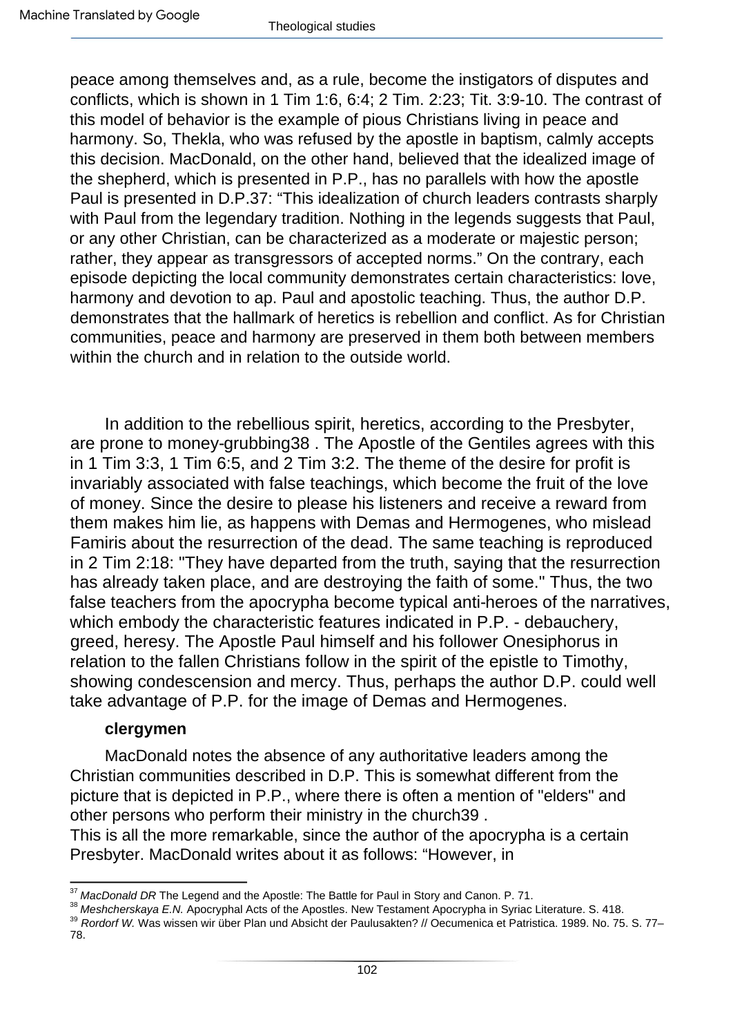peace among themselves and, as a rule, become the instigators of disputes and conflicts, which is shown in 1 Tim 1:6, 6:4; 2 Tim. 2:23; Tit. 3:9-10. The contrast of this model of behavior is the example of pious Christians living in peace and harmony. So, Thekla, who was refused by the apostle in baptism, calmly accepts this decision. MacDonald, on the other hand, believed that the idealized image of the shepherd, which is presented in P.P., has no parallels with how the apostle Paul is presented in D.P.[37]: "This idealization of church leaders contrasts sharply with Paul from the legendary tradition. Nothing in the legends suggests that Paul, or any other Christian, can be characterized as a moderate or majestic person; rather, they appear as transgressors of accepted norms." On the contrary, each episode depicting the local community demonstrates certain characteristics: love, harmony and devotion to ap. Paul and apostolic teaching. Thus, the author D.P. demonstrates that the hallmark of heretics is rebellion and conflict. As for Christian communities, peace and harmony are preserved in them both between members within the church and in relation to the outside world.

In addition to the rebellious spirit, heretics, according to the Presbyter, are prone to money-grubbing[38]. The Apostle of the Gentiles agrees with this in 1 Tim 3:3, 1 Tim 6:5, and 2 Tim 3:2. The theme of the desire for profit is invariably associated with false teachings, which become the fruit of the love of money. Since the desire to please his listeners and receive a reward from them makes him lie, as happens with Demas and Hermogenes, who mislead Famiris about the resurrection of the dead. The same teaching is reproduced in 2 Tim 2:18: "They have departed from the truth, saying that the resurrection has already taken place, and are destroying the faith of some." Thus, the two false teachers from the apocrypha become typical anti-heroes of the narratives, which embody the characteristic features indicated in P.P. - debauchery, greed, heresy. The Apostle Paul himself and his follower Onesiphorus in relation to the fallen Christians follow in the spirit of the epistle to Timothy, showing condescension and mercy. Thus, perhaps the author D.P. could well take advantage of P.P. for the image of Demas and Hermogenes.

**clergymen**

MacDonald notes the absence of any authoritative leaders among the Christian communities described in D.P. This is somewhat different from the picture that is depicted in P.P., where there is often a mention of "elders" and other persons who perform their ministry in the church[39].
This is all the more remarkable, since the author of the apocrypha is a certain Presbyter. MacDonald writes about it as follows: "However, in

---

[37] *MacDonald DR* The Legend and the Apostle: The Battle for Paul in Story and Canon. P. 71.

[38] *Meshcherskaya E.N.* Apocryphal Acts of the Apostles. New Testament Apocrypha in Syriac Literature. S. 418.

[39] *Rordorf W.* Was wissen wir über Plan und Absicht der Paulusakten? // Oecumenica et Patristica. 1989. No. 75. S. 77–78.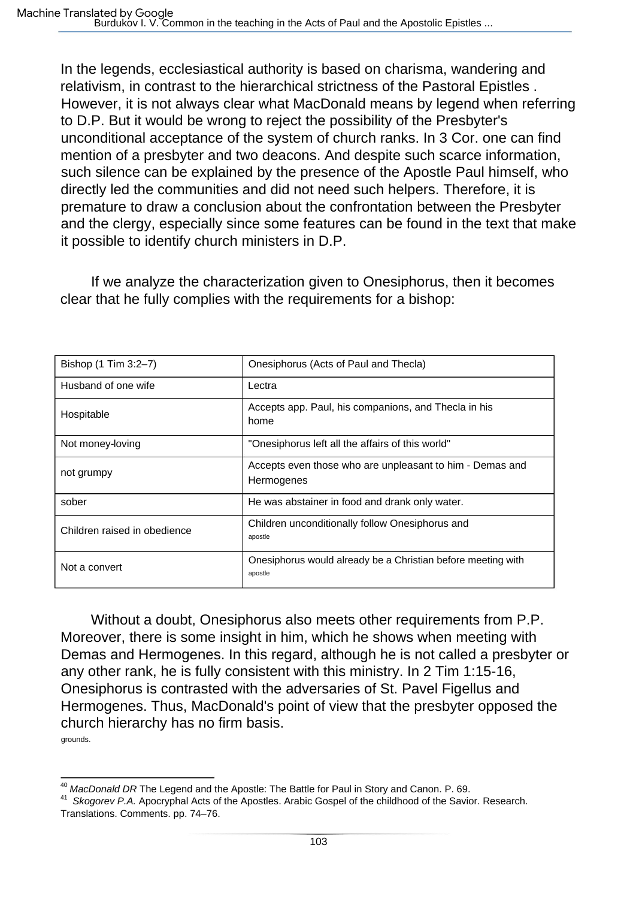In the legends, ecclesiastical authority is based on charisma, wandering and relativism, in contrast to the hierarchical strictness of the Pastoral Epistles . However, it is not always clear what MacDonald means by legend when referring to D.P. But it would be wrong to reject the possibility of the Presbyter's unconditional acceptance of the system of church ranks. In 3 Cor. one can find mention of a presbyter and two deacons. And despite such scarce information, such silence can be explained by the presence of the Apostle Paul himself, who directly led the communities and did not need such helpers. Therefore, it is premature to draw a conclusion about the confrontation between the Presbyter and the clergy, especially since some features can be found in the text that make it possible to identify church ministers in D.P.

If we analyze the characterization given to Onesiphorus, then it becomes clear that he fully complies with the requirements for a bishop:

| Bishop (1 Tim 3:2–7) | Onesiphorus (Acts of Paul and Thecla) |
| --- | --- |
| Husband of one wife | Lectra |
| Hospitable | Accepts app. Paul, his companions, and Thecla in his home |
| Not money-loving | "Onesiphorus left all the affairs of this world" |
| not grumpy | Accepts even those who are unpleasant to him - Demas and Hermogenes |
| sober | He was abstainer in food and drank only water. |
| Children raised in obedience | Children unconditionally follow Onesiphorus and apostle |
| Not a convert | Onesiphorus would already be a Christian before meeting with apostle |

Without a doubt, Onesiphorus also meets other requirements from P.P. Moreover, there is some insight in him, which he shows when meeting with Demas and Hermogenes. In this regard, although he is not called a presbyter or any other rank, he is fully consistent with this ministry. In 2 Tim 1:15-16, Onesiphorus is contrasted with the adversaries of St. Pavel Figellus and Hermogenes. Thus, MacDonald's point of view that the presbyter opposed the church hierarchy has no firm basis.

grounds.

---

[40] *MacDonald DR* The Legend and the Apostle: The Battle for Paul in Story and Canon. P. 69.

[41] *Skogorev P.A.* Apocryphal Acts of the Apostles. Arabic Gospel of the childhood of the Savior. Research. Translations. Comments. pp. 74–76.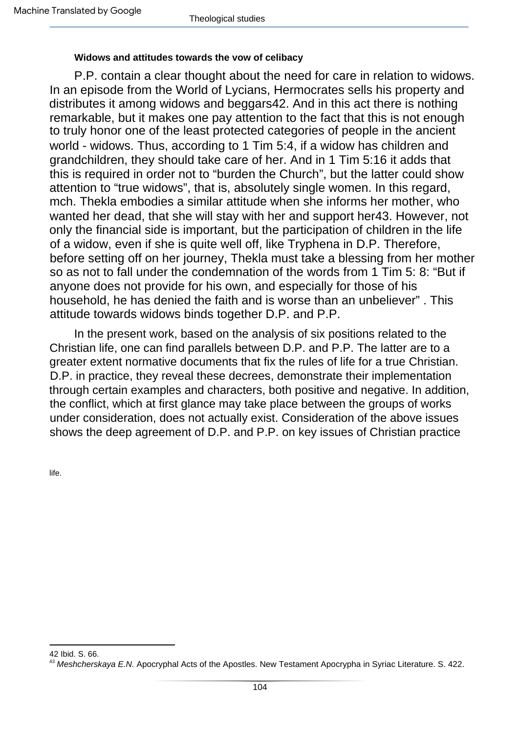**Widows and attitudes towards the vow of celibacy**

P.P. contain a clear thought about the need for care in relation to widows. In an episode from the World of Lycians, Hermocrates sells his property and distributes it among widows and beggars[42]. And in this act there is nothing remarkable, but it makes one pay attention to the fact that this is not enough to truly honor one of the least protected categories of people in the ancient world - widows. Thus, according to 1 Tim 5:4, if a widow has children and grandchildren, they should take care of her. And in 1 Tim 5:16 it adds that this is required in order not to "burden the Church", but the latter could show attention to "true widows", that is, absolutely single women. In this regard, mch. Thekla embodies a similar attitude when she informs her mother, who wanted her dead, that she will stay with her and support her[43]. However, not only the financial side is important, but the participation of children in the life of a widow, even if she is quite well off, like Tryphena in D.P. Therefore, before setting off on her journey, Thekla must take a blessing from her mother so as not to fall under the condemnation of the words from 1 Tim 5: 8: "But if anyone does not provide for his own, and especially for those of his household, he has denied the faith and is worse than an unbeliever" . This attitude towards widows binds together D.P. and P.P.

In the present work, based on the analysis of six positions related to the Christian life, one can find parallels between D.P. and P.P. The latter are to a greater extent normative documents that fix the rules of life for a true Christian. D.P. in practice, they reveal these decrees, demonstrate their implementation through certain examples and characters, both positive and negative. In addition, the conflict, which at first glance may take place between the groups of works under consideration, does not actually exist. Consideration of the above issues shows the deep agreement of D.P. and P.P. on key issues of Christian practice

life.

---

42 Ibid. S. 66.

43 *Meshcherskaya E.N.* Apocryphal Acts of the Apostles. New Testament Apocrypha in Syriac Literature. S. 422.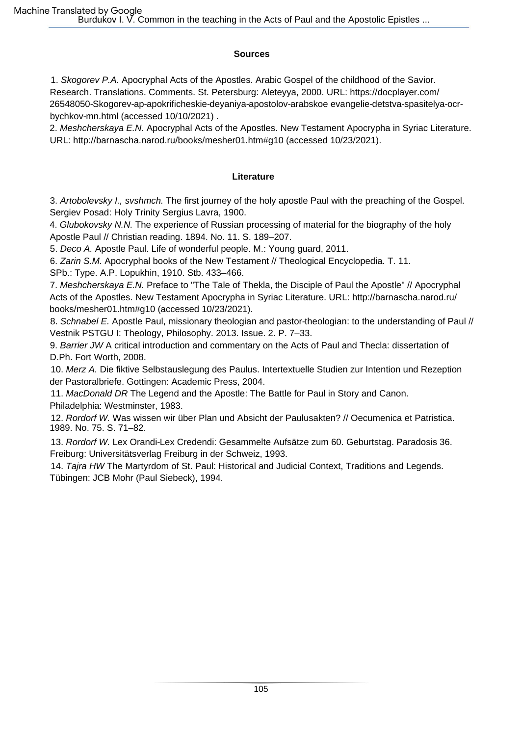## Sources

1. *Skogorev P.A.* Apocryphal Acts of the Apostles. Arabic Gospel of the childhood of the Savior. Research. Translations. Comments. St. Petersburg: Aleteyya, 2000. URL: https://docplayer.com/26548050-Skogorev-ap-apokrificheskie-deyaniya-apostolov-arabskoe evangelie-detstva-spasitelya-ocr-bychkov-mn.html (accessed 10/10/2021) .
2. *Meshcherskaya E.N.* Apocryphal Acts of the Apostles. New Testament Apocrypha in Syriac Literature. URL: http://barnascha.narod.ru/books/mesher01.htm#g10 (accessed 10/23/2021).

## Literature

3. *Artobolevsky I., svshmch.* The first journey of the holy apostle Paul with the preaching of the Gospel. Sergiev Posad: Holy Trinity Sergius Lavra, 1900.
4. *Glubokovsky N.N.* The experience of Russian processing of material for the biography of the holy Apostle Paul // Christian reading. 1894. No. 11. S. 189–207.
5. *Deco A.* Apostle Paul. Life of wonderful people. M.: Young guard, 2011.
6. *Zarin S.M.* Apocryphal books of the New Testament // Theological Encyclopedia. T. 11. SPb.: Type. A.P. Lopukhin, 1910. Stb. 433–466.
7. *Meshcherskaya E.N.* Preface to "The Tale of Thekla, the Disciple of Paul the Apostle" // Apocryphal Acts of the Apostles. New Testament Apocrypha in Syriac Literature. URL: http://barnascha.narod.ru/books/mesher01.htm#g10 (accessed 10/23/2021).
8. *Schnabel E.* Apostle Paul, missionary theologian and pastor-theologian: to the understanding of Paul // Vestnik PSTGU I: Theology, Philosophy. 2013. Issue. 2. P. 7–33.
9. *Barrier JW* A critical introduction and commentary on the Acts of Paul and Thecla: dissertation of D.Ph. Fort Worth, 2008.
10. *Merz A.* Die fiktive Selbstauslegung des Paulus. Intertextuelle Studien zur Intention und Rezeption der Pastoralbriefe. Gottingen: Academic Press, 2004.
11. *MacDonald DR* The Legend and the Apostle: The Battle for Paul in Story and Canon. Philadelphia: Westminster, 1983.
12. *Rordorf W.* Was wissen wir über Plan und Absicht der Paulusakten? // Oecumenica et Patristica. 1989. No. 75. S. 71–82.
13. *Rordorf W.* Lex Orandi-Lex Credendi: Gesammelte Aufsätze zum 60. Geburtstag. Paradosis 36. Freiburg: Universitätsverlag Freiburg in der Schweiz, 1993.
14. *Tajra HW* The Martyrdom of St. Paul: Historical and Judicial Context, Traditions and Legends. Tübingen: JCB Mohr (Paul Siebeck), 1994.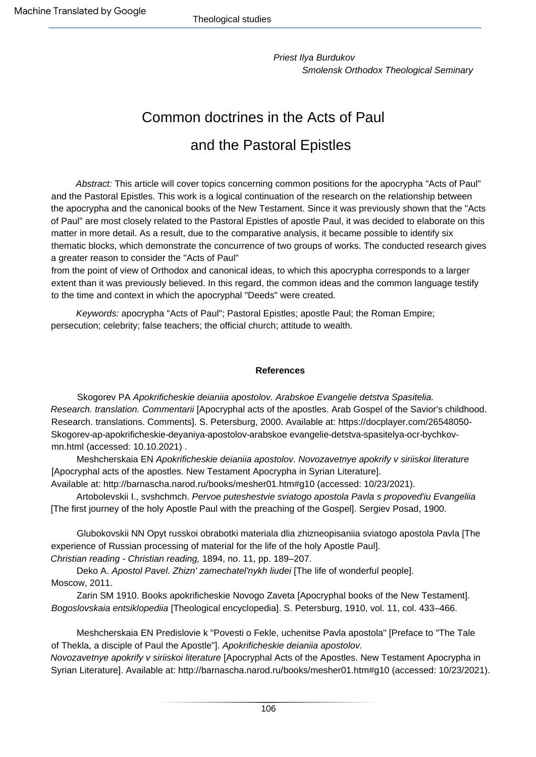*Priest Ilya Burdukov*
*Smolensk Orthodox Theological Seminary*

# Common doctrines in the Acts of Paul and the Pastoral Epistles

*Abstract:* This article will cover topics concerning common positions for the apocrypha "Acts of Paul" and the Pastoral Epistles. This work is a logical continuation of the research on the relationship between the apocrypha and the canonical books of the New Testament. Since it was previously shown that the "Acts of Paul" are most closely related to the Pastoral Epistles of apostle Paul, it was decided to elaborate on this matter in more detail. As a result, due to the comparative analysis, it became possible to identify six thematic blocks, which demonstrate the concurrence of two groups of works. The conducted research gives a greater reason to consider the "Acts of Paul" from the point of view of Orthodox and canonical ideas, to which this apocrypha corresponds to a larger extent than it was previously believed. In this regard, the common ideas and the common language testify to the time and context in which the apocryphal "Deeds" were created.

*Keywords:* apocrypha "Acts of Paul"; Pastoral Epistles; apostle Paul; the Roman Empire; persecution; celebrity; false teachers; the official church; attitude to wealth.

**References**

Skogorev PA *Apokrificheskie deianiia apostolov. Arabskoe Evangelie detstva Spasitelia. Research. translation. Commentarii* [Apocryphal acts of the apostles. Arab Gospel of the Savior's childhood. Research. translations. Comments]. S. Petersburg, 2000. Available at: https://docplayer.com/26548050-Skogorev-ap-apokrificheskie-deyaniya-apostolov-arabskoe evangelie-detstva-spasitelya-ocr-bychkov-mn.html (accessed: 10.10.2021) .

Meshcherskaia EN *Apokrificheskie deianiia apostolov. Novozavetnye apokrify v siriiskoi literature* [Apocryphal acts of the apostles. New Testament Apocrypha in Syrian Literature]. Available at: http://barnascha.narod.ru/books/mesher01.htm#g10 (accessed: 10/23/2021).

Artobolevskii I., svshchmch. *Pervoe puteshestvie sviatogo apostola Pavla s propoved'iu Evangeliia* [The first journey of the holy Apostle Paul with the preaching of the Gospel]. Sergiev Posad, 1900.

Glubokovskii NN Opyt russkoi obrabotki materiala dlia zhizneopisaniia sviatogo apostola Pavla [The experience of Russian processing of material for the life of the holy Apostle Paul]. *Christian reading - Christian reading,* 1894, no. 11, pp. 189–207.

Deko A. *Apostol Pavel. Zhizn' zamechatel'nykh liudei* [The life of wonderful people]. Moscow, 2011.

Zarin SM 1910. Books apokrificheskie Novogo Zaveta [Apocryphal books of the New Testament]. *Bogoslovskaia entsiklopediia* [Theological encyclopedia]. S. Petersburg, 1910, vol. 11, col. 433–466.

Meshcherskaia EN Predislovie k "Povesti o Fekle, uchenitse Pavla apostola" [Preface to "The Tale of Thekla, a disciple of Paul the Apostle"]. *Apokrificheskie deianiia apostolov. Novozavetnye apokrify v siriiskoi literature* [Apocryphal Acts of the Apostles. New Testament Apocrypha in Syrian Literature]. Available at: http://barnascha.narod.ru/books/mesher01.htm#g10 (accessed: 10/23/2021).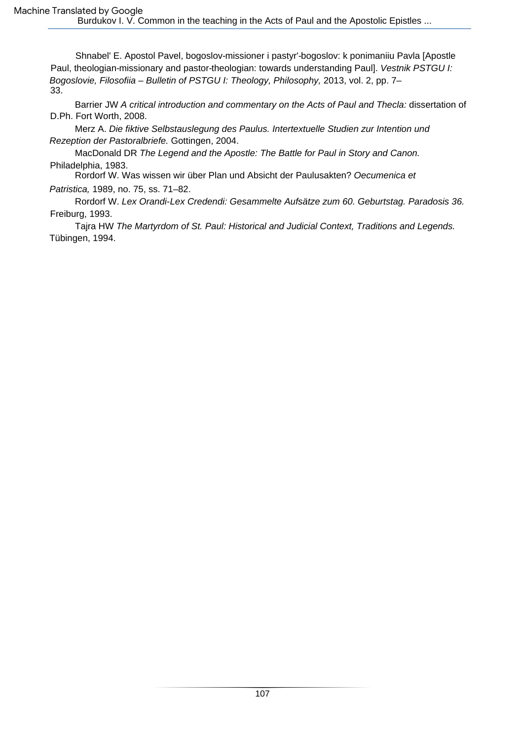Shnabel' E. Apostol Pavel, bogoslov-missioner i pastyr'-bogoslov: k ponimaniiu Pavla [Apostle Paul, theologian-missionary and pastor-theologian: towards understanding Paul]. *Vestnik PSTGU I: Bogoslovie, Filosofiia – Bulletin of PSTGU I: Theology, Philosophy,* 2013, vol. 2, pp. 7–33.

Barrier JW *A critical introduction and commentary on the Acts of Paul and Thecla:* dissertation of D.Ph. Fort Worth, 2008.

Merz A. *Die fiktive Selbstauslegung des Paulus. Intertextuelle Studien zur Intention und Rezeption der Pastoralbriefe.* Gottingen, 2004.

MacDonald DR *The Legend and the Apostle: The Battle for Paul in Story and Canon.* Philadelphia, 1983.

Rordorf W. Was wissen wir über Plan und Absicht der Paulusakten? *Oecumenica et Patristica,* 1989, no. 75, ss. 71–82.

Rordorf W. *Lex Orandi-Lex Credendi: Gesammelte Aufsätze zum 60. Geburtstag. Paradosis 36.* Freiburg, 1993.

Tajra HW *The Martyrdom of St. Paul: Historical and Judicial Context, Traditions and Legends.* Tübingen, 1994.